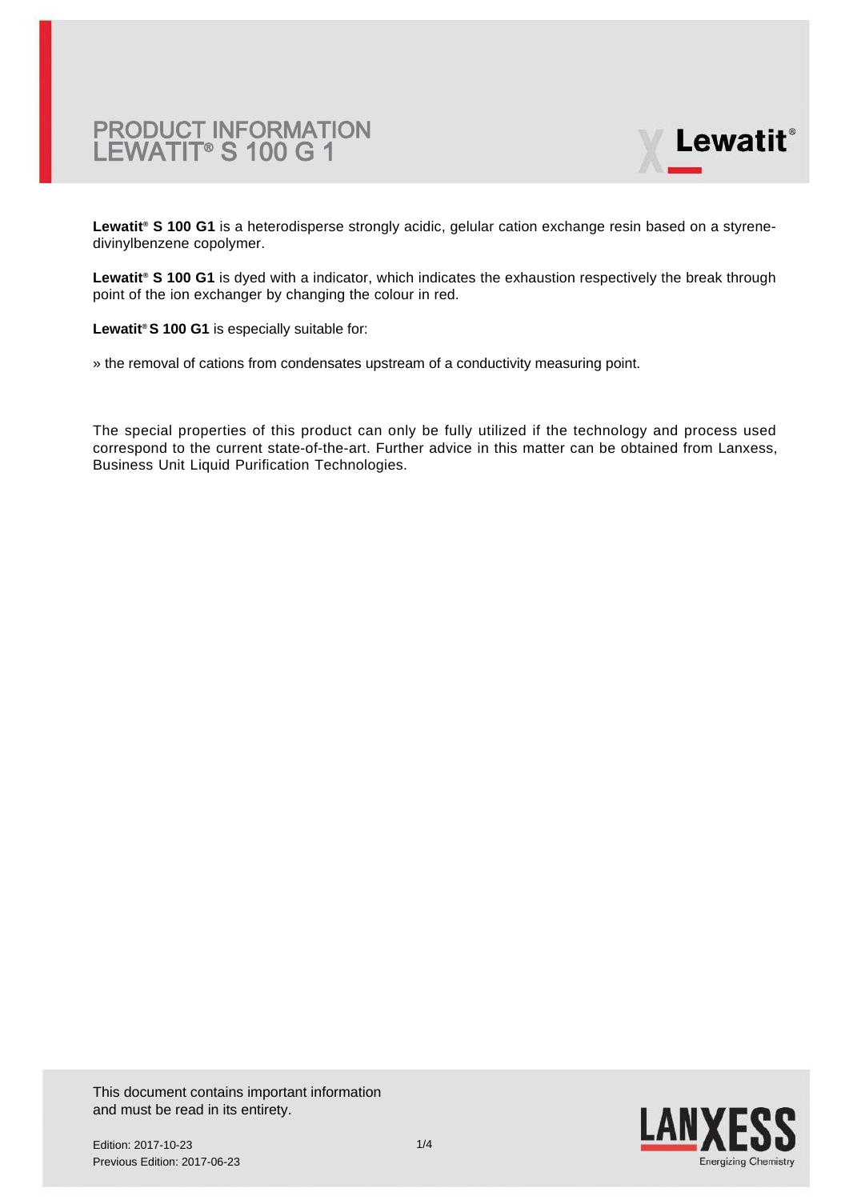# PRODUCT INFORMATION
# LEWATIT® S 100 G 1

**Lewatit® S 100 G1** is a heterodisperse strongly acidic, gelular cation exchange resin based on a styrene-divinylbenzene copolymer.

**Lewatit® S 100 G1** is dyed with a indicator, which indicates the exhaustion respectively the break through point of the ion exchanger by changing the colour in red.

**Lewatit® S 100 G1** is especially suitable for:

» the removal of cations from condensates upstream of a conductivity measuring point.

The special properties of this product can only be fully utilized if the technology and process used correspond to the current state-of-the-art. Further advice in this matter can be obtained from Lanxess, Business Unit Liquid Purification Technologies.

This document contains important information and must be read in its entirety.

Edition: 2017-10-23
Previous Edition: 2017-06-23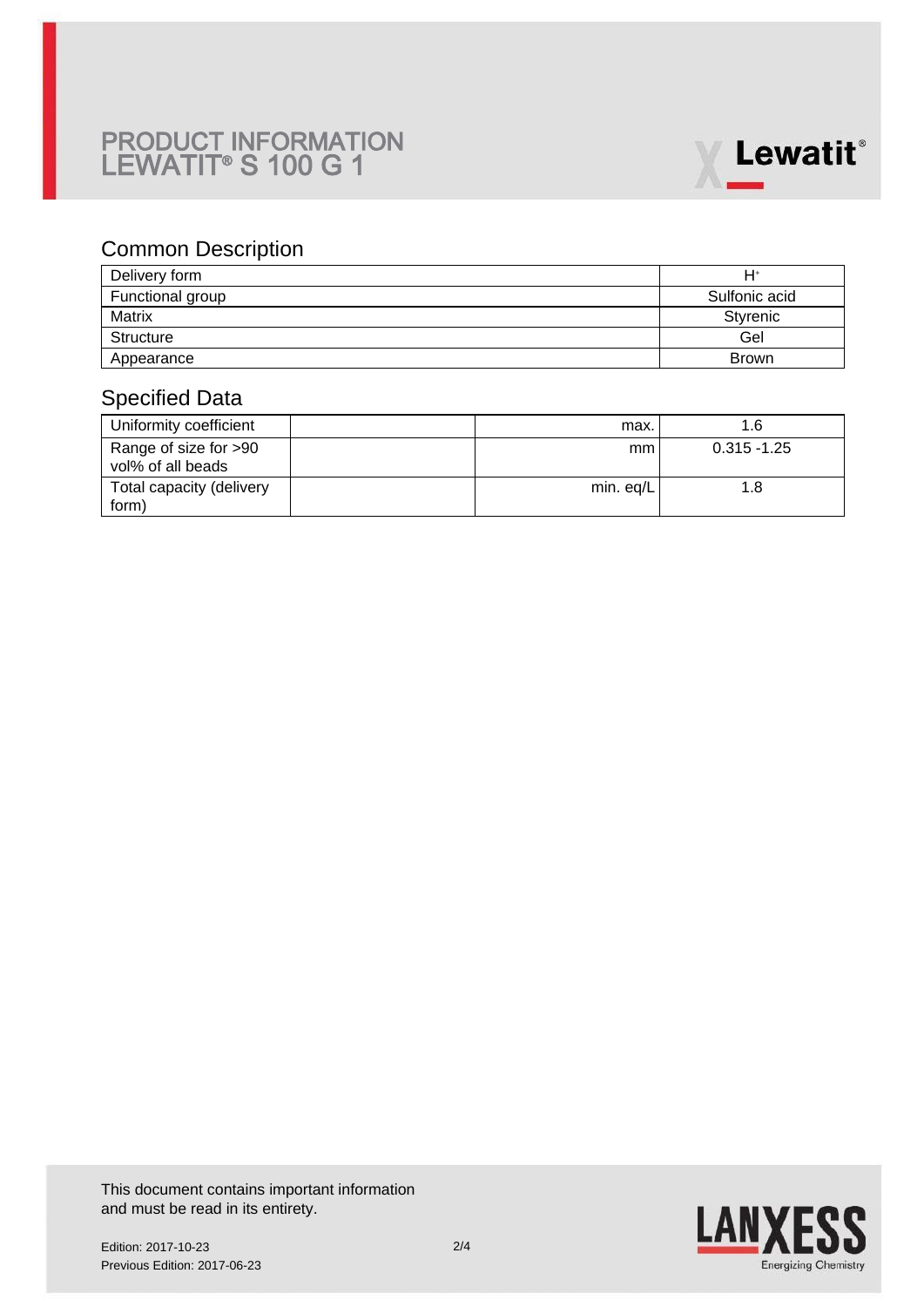# PRODUCT INFORMATION
# LEWATIT® S 100 G 1

## Common Description

| | |
|---|---|
| Delivery form | $H^+$ |
| Functional group | Sulfonic acid |
| Matrix | Styrenic |
| Structure | Gel |
| Appearance | Brown |

## Specified Data

| | | | |
|---|---|---|---|
| Uniformity coefficient | | max. | 1.6 |
| Range of size for >90 vol% of all beads | | mm | 0.315 -1.25 |
| Total capacity (delivery form) | | min. eq/L | 1.8 |

This document contains important information and must be read in its entirety.

Edition: 2017-10-23
Previous Edition: 2017-06-23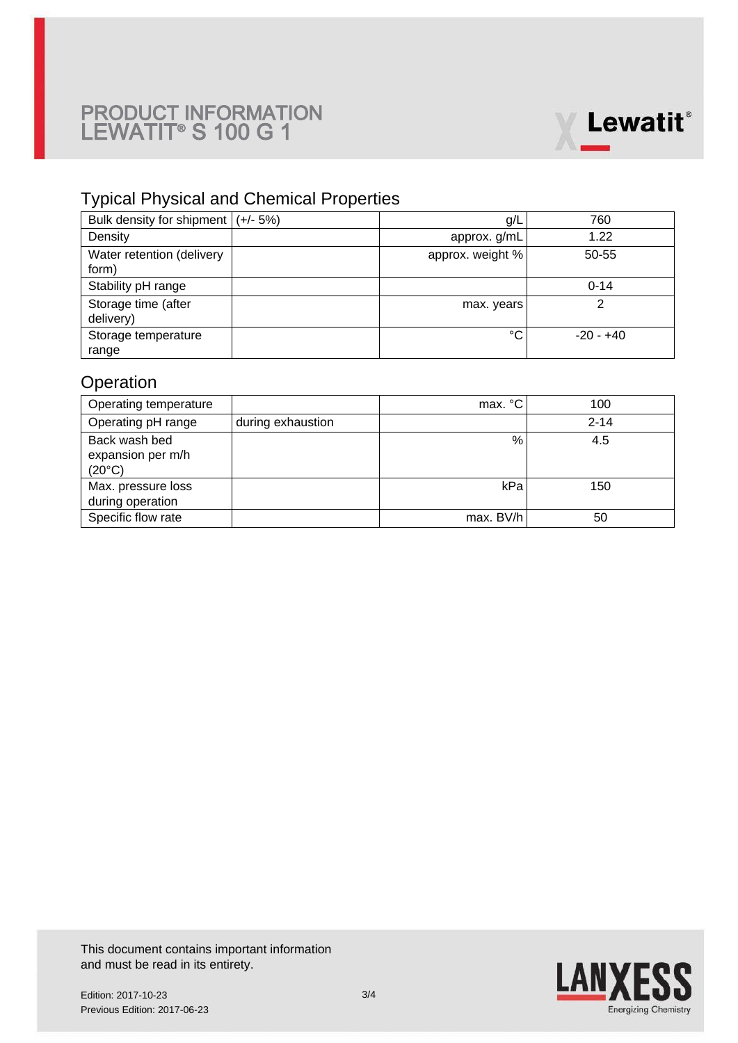## Typical Physical and Chemical Properties

| | | | |
|---|---|---|---|
| Bulk density for shipment | (+/- 5%) | g/L | 760 |
| Density | | approx. g/mL | 1.22 |
| Water retention (delivery form) | | approx. weight % | 50-55 |
| Stability pH range | | | 0-14 |
| Storage time (after delivery) | | max. years | 2 |
| Storage temperature range | | °C | -20 - +40 |

## Operation

| | | | |
|---|---|---|---|
| Operating temperature | | max. °C | 100 |
| Operating pH range | during exhaustion | | 2-14 |
| Back wash bed expansion per m/h (20°C) | | % | 4.5 |
| Max. pressure loss during operation | | kPa | 150 |
| Specific flow rate | | max. BV/h | 50 |

This document contains important information and must be read in its entirety.

Edition: 2017-10-23
Previous Edition: 2017-06-23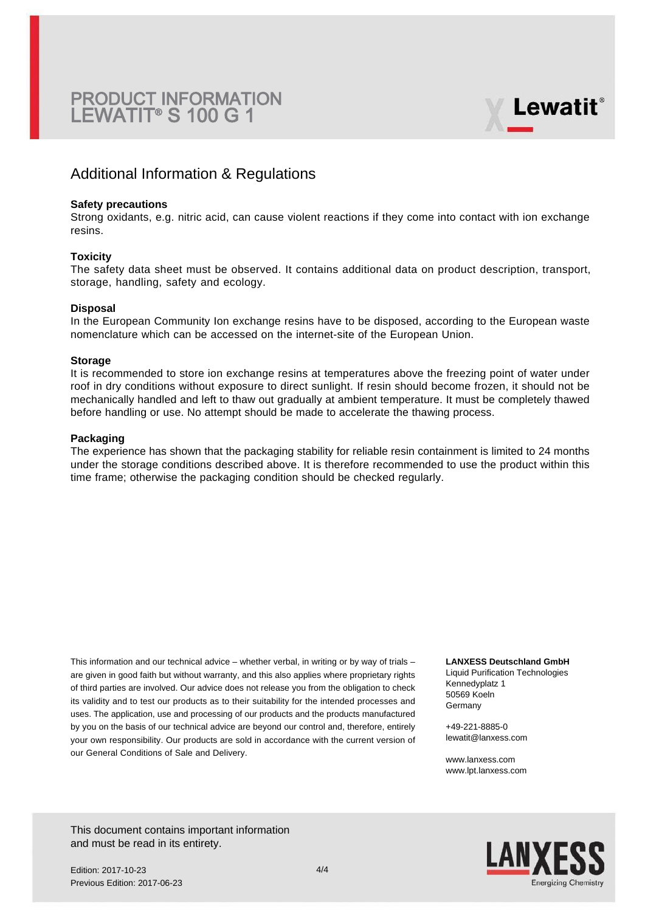# PRODUCT INFORMATION LEWATIT® S 100 G 1

## Additional Information & Regulations

**Safety precautions**

Strong oxidants, e.g. nitric acid, can cause violent reactions if they come into contact with ion exchange resins.

**Toxicity**

The safety data sheet must be observed. It contains additional data on product description, transport, storage, handling, safety and ecology.

**Disposal**

In the European Community Ion exchange resins have to be disposed, according to the European waste nomenclature which can be accessed on the internet-site of the European Union.

**Storage**

It is recommended to store ion exchange resins at temperatures above the freezing point of water under roof in dry conditions without exposure to direct sunlight. If resin should become frozen, it should not be mechanically handled and left to thaw out gradually at ambient temperature. It must be completely thawed before handling or use. No attempt should be made to accelerate the thawing process.

**Packaging**

The experience has shown that the packaging stability for reliable resin containment is limited to 24 months under the storage conditions described above. It is therefore recommended to use the product within this time frame; otherwise the packaging condition should be checked regularly.

This information and our technical advice – whether verbal, in writing or by way of trials – are given in good faith but without warranty, and this also applies where proprietary rights of third parties are involved. Our advice does not release you from the obligation to check its validity and to test our products as to their suitability for the intended processes and uses. The application, use and processing of our products and the products manufactured by you on the basis of our technical advice are beyond our control and, therefore, entirely your own responsibility. Our products are sold in accordance with the current version of our General Conditions of Sale and Delivery.

**LANXESS Deutschland GmbH**
Liquid Purification Technologies
Kennedyplatz 1
50569 Koeln
Germany

+49-221-8885-0
lewatit@lanxess.com

www.lanxess.com
www.lpt.lanxess.com

This document contains important information and must be read in its entirety.

Edition: 2017-10-23
Previous Edition: 2017-06-23